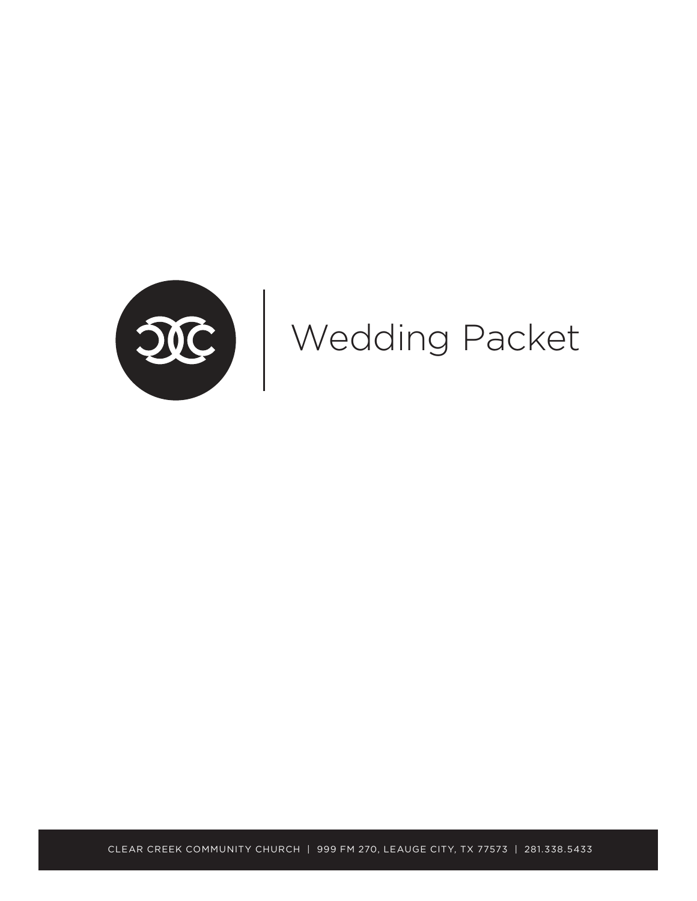# Wedding Packet

CLEAR CREEK COMMUNITY CHURCH | 999 FM 270, LEAUGE CITY, TX 77573 | 281.338.5433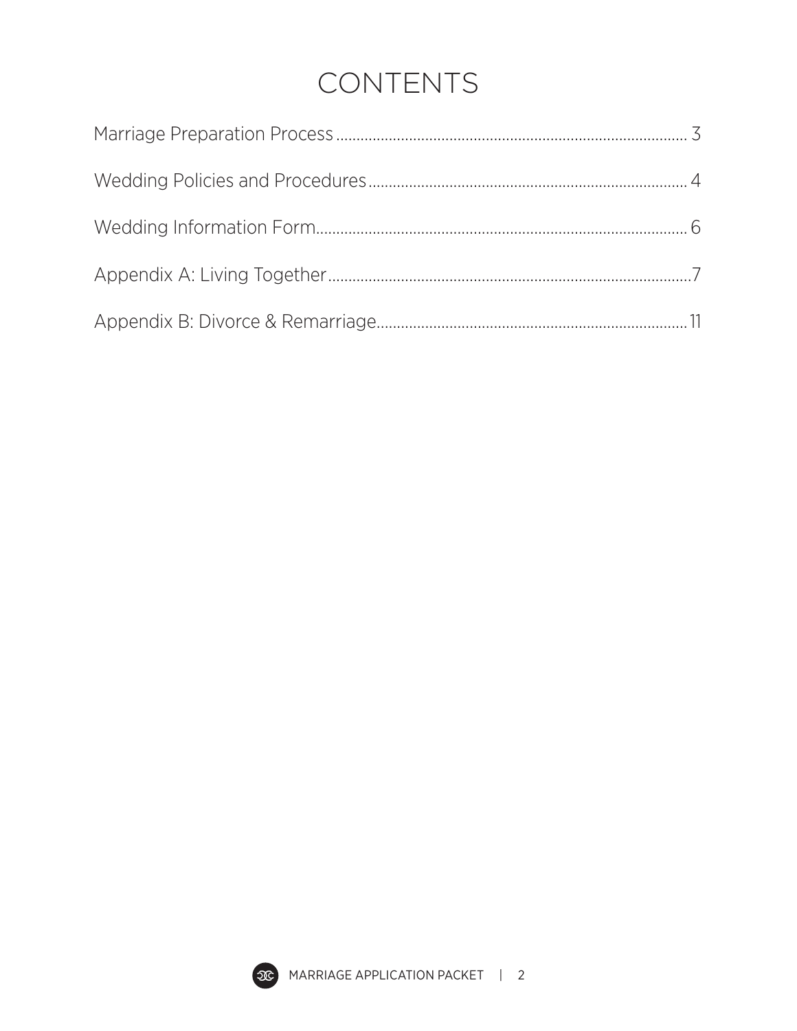# CONTENTS

Marriage Preparation Process ..... 3

Wedding Policies and Procedures ..... 4

Wedding Information Form ..... 6

Appendix A: Living Together ..... 7

Appendix B: Divorce & Remarriage ..... 11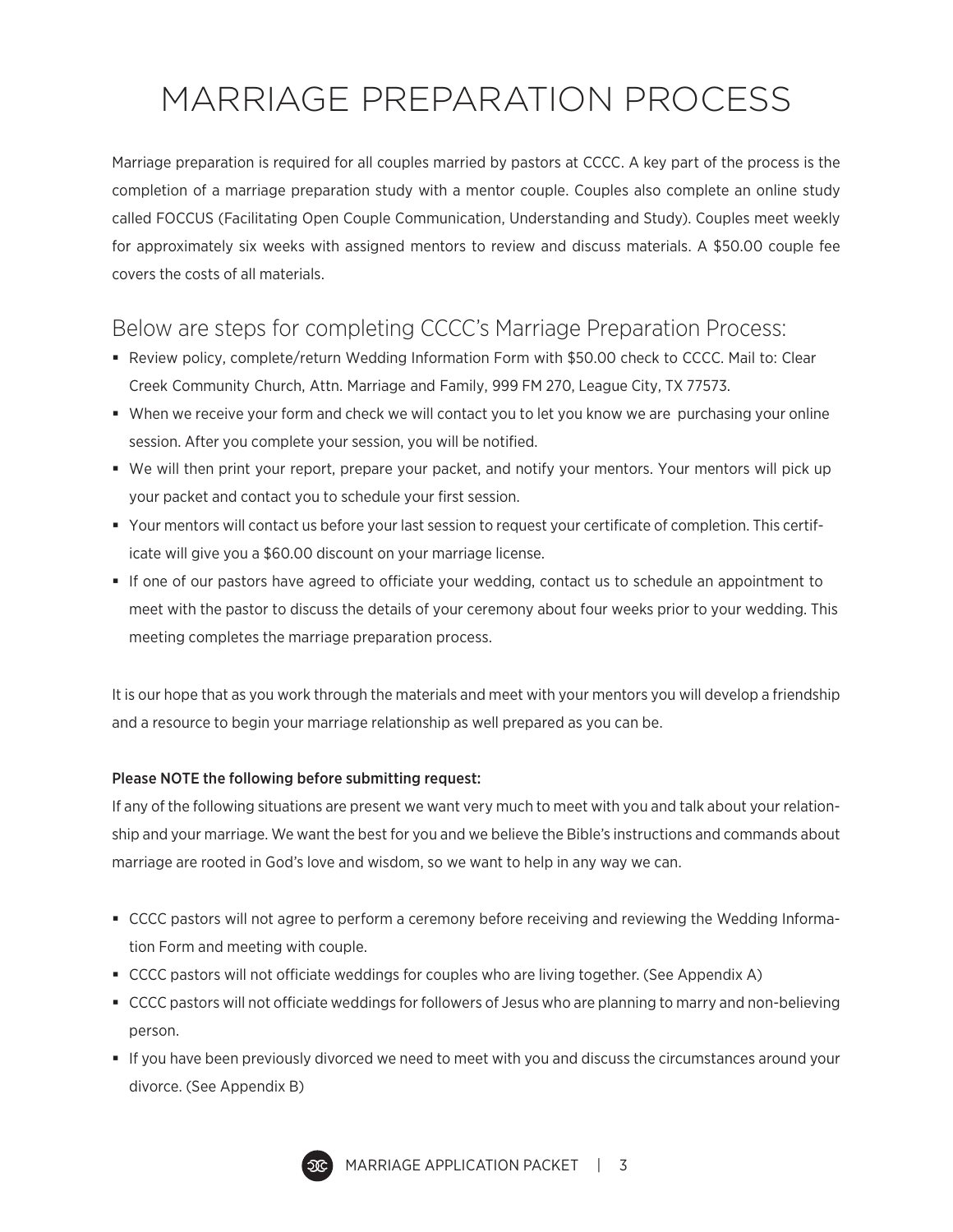# MARRIAGE PREPARATION PROCESS

Marriage preparation is required for all couples married by pastors at CCCC. A key part of the process is the completion of a marriage preparation study with a mentor couple. Couples also complete an online study called FOCCUS (Facilitating Open Couple Communication, Understanding and Study). Couples meet weekly for approximately six weeks with assigned mentors to review and discuss materials. A $50.00 couple fee covers the costs of all materials.

## Below are steps for completing CCCC's Marriage Preparation Process:

- Review policy, complete/return Wedding Information Form with $50.00 check to CCCC. Mail to: Clear Creek Community Church, Attn. Marriage and Family, 999 FM 270, League City, TX 77573.
- When we receive your form and check we will contact you to let you know we are purchasing your online session. After you complete your session, you will be notified.
- We will then print your report, prepare your packet, and notify your mentors. Your mentors will pick up your packet and contact you to schedule your first session.
- Your mentors will contact us before your last session to request your certificate of completion. This certificate will give you a $60.00 discount on your marriage license.
- If one of our pastors have agreed to officiate your wedding, contact us to schedule an appointment to meet with the pastor to discuss the details of your ceremony about four weeks prior to your wedding. This meeting completes the marriage preparation process.

It is our hope that as you work through the materials and meet with your mentors you will develop a friendship and a resource to begin your marriage relationship as well prepared as you can be.

**Please NOTE the following before submitting request:**

If any of the following situations are present we want very much to meet with you and talk about your relationship and your marriage. We want the best for you and we believe the Bible's instructions and commands about marriage are rooted in God's love and wisdom, so we want to help in any way we can.

- CCCC pastors will not agree to perform a ceremony before receiving and reviewing the Wedding Information Form and meeting with couple.
- CCCC pastors will not officiate weddings for couples who are living together. (See Appendix A)
- CCCC pastors will not officiate weddings for followers of Jesus who are planning to marry and non-believing person.
- If you have been previously divorced we need to meet with you and discuss the circumstances around your divorce. (See Appendix B)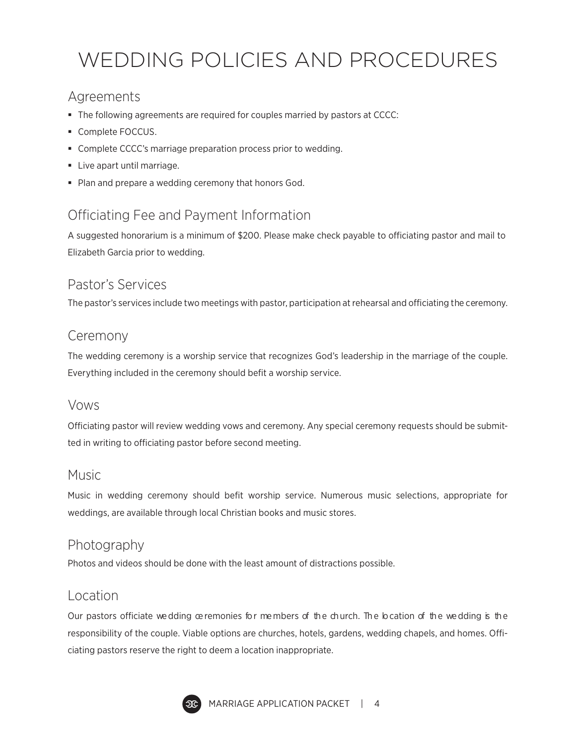# WEDDING POLICIES AND PROCEDURES

## Agreements

- The following agreements are required for couples married by pastors at CCCC:
- Complete FOCCUS.
- Complete CCCC's marriage preparation process prior to wedding.
- Live apart until marriage.
- Plan and prepare a wedding ceremony that honors God.

## Officiating Fee and Payment Information

A suggested honorarium is a minimum of $200. Please make check payable to officiating pastor and mail to Elizabeth Garcia prior to wedding.

## Pastor's Services

The pastor's services include two meetings with pastor, participation at rehearsal and officiating the ceremony.

## Ceremony

The wedding ceremony is a worship service that recognizes God's leadership in the marriage of the couple. Everything included in the ceremony should befit a worship service.

## Vows

Officiating pastor will review wedding vows and ceremony. Any special ceremony requests should be submitted in writing to officiating pastor before second meeting.

## Music

Music in wedding ceremony should befit worship service. Numerous music selections, appropriate for weddings, are available through local Christian books and music stores.

## Photography

Photos and videos should be done with the least amount of distractions possible.

## Location

Our pastors officiate wedding ceremonies for members of the church. The location of the wedding is the responsibility of the couple. Viable options are churches, hotels, gardens, wedding chapels, and homes. Officiating pastors reserve the right to deem a location inappropriate.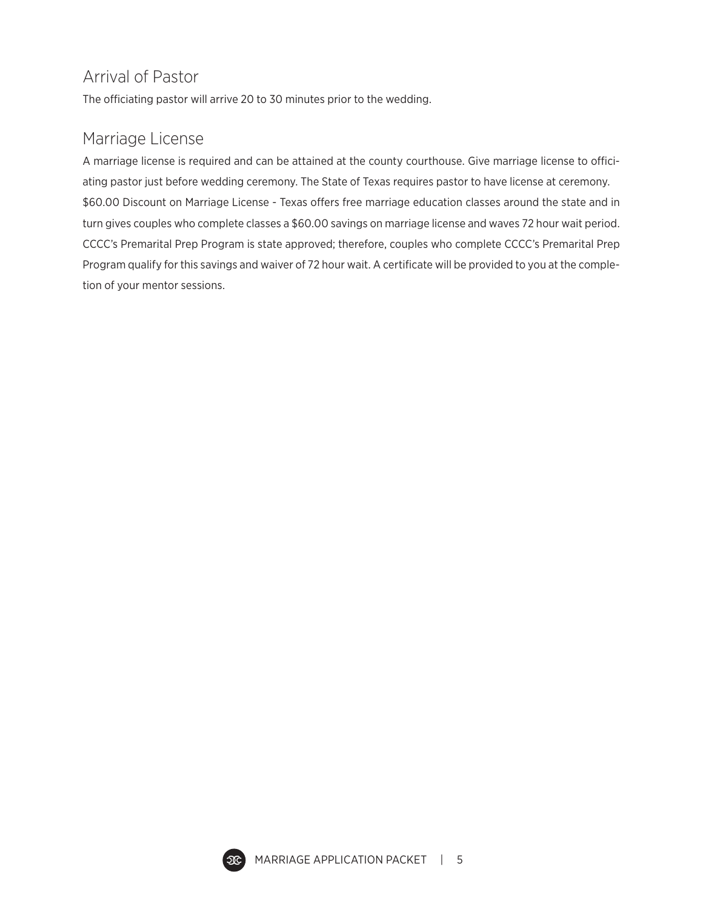## Arrival of Pastor

The officiating pastor will arrive 20 to 30 minutes prior to the wedding.

## Marriage License

A marriage license is required and can be attained at the county courthouse. Give marriage license to officiating pastor just before wedding ceremony. The State of Texas requires pastor to have license at ceremony. $60.00 Discount on Marriage License - Texas offers free marriage education classes around the state and in turn gives couples who complete classes a $60.00 savings on marriage license and waves 72 hour wait period. CCCC's Premarital Prep Program is state approved; therefore, couples who complete CCCC's Premarital Prep Program qualify for this savings and waiver of 72 hour wait. A certificate will be provided to you at the completion of your mentor sessions.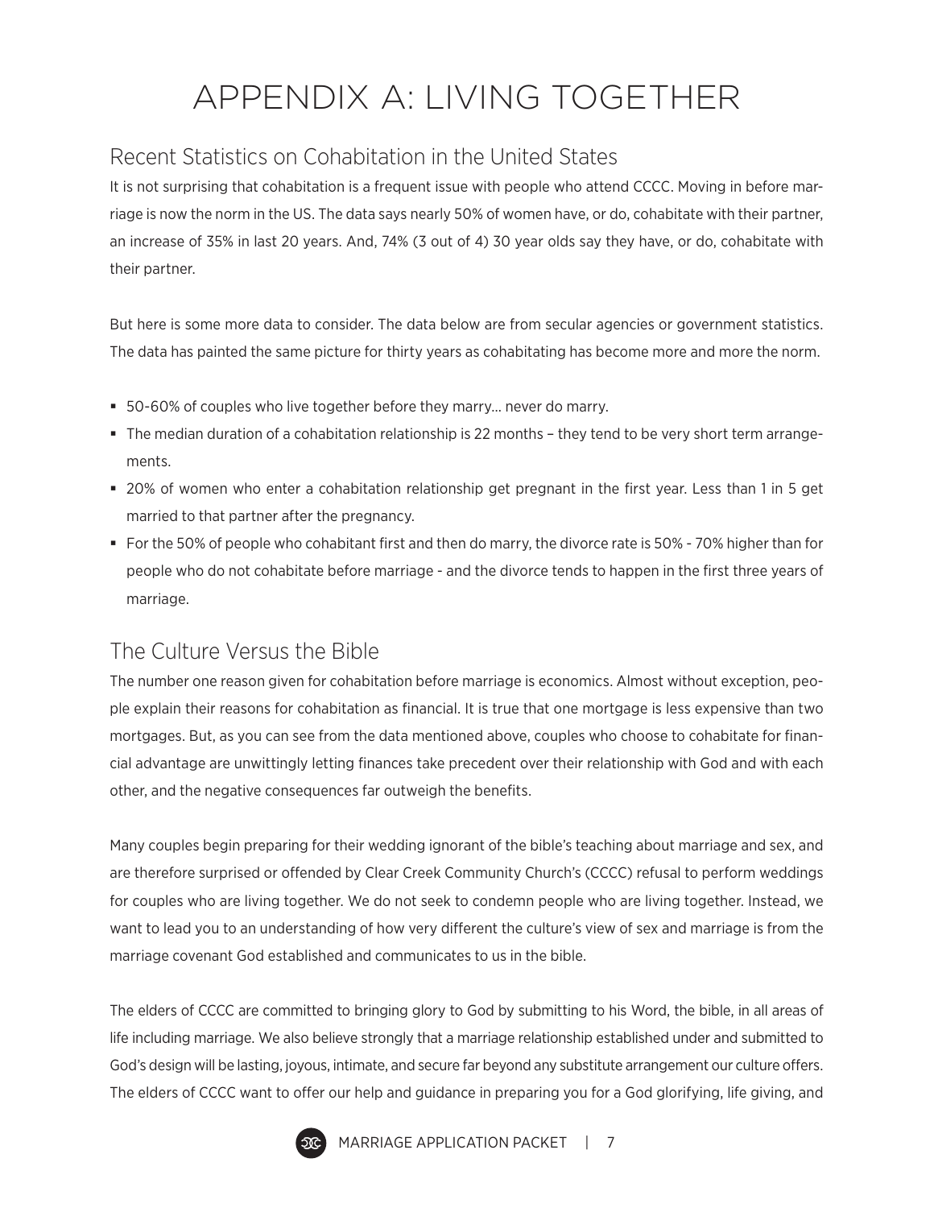# APPENDIX A: LIVING TOGETHER

## Recent Statistics on Cohabitation in the United States

It is not surprising that cohabitation is a frequent issue with people who attend CCCC. Moving in before marriage is now the norm in the US. The data says nearly 50% of women have, or do, cohabitate with their partner, an increase of 35% in last 20 years. And, 74% (3 out of 4) 30 year olds say they have, or do, cohabitate with their partner.

But here is some more data to consider. The data below are from secular agencies or government statistics. The data has painted the same picture for thirty years as cohabitating has become more and more the norm.

- 50-60% of couples who live together before they marry... never do marry.
- The median duration of a cohabitation relationship is 22 months – they tend to be very short term arrangements.
- 20% of women who enter a cohabitation relationship get pregnant in the first year. Less than 1 in 5 get married to that partner after the pregnancy.
- For the 50% of people who cohabitant first and then do marry, the divorce rate is 50% - 70% higher than for people who do not cohabitate before marriage - and the divorce tends to happen in the first three years of marriage.

## The Culture Versus the Bible

The number one reason given for cohabitation before marriage is economics. Almost without exception, people explain their reasons for cohabitation as financial. It is true that one mortgage is less expensive than two mortgages. But, as you can see from the data mentioned above, couples who choose to cohabitate for financial advantage are unwittingly letting finances take precedent over their relationship with God and with each other, and the negative consequences far outweigh the benefits.

Many couples begin preparing for their wedding ignorant of the bible's teaching about marriage and sex, and are therefore surprised or offended by Clear Creek Community Church's (CCCC) refusal to perform weddings for couples who are living together. We do not seek to condemn people who are living together. Instead, we want to lead you to an understanding of how very different the culture's view of sex and marriage is from the marriage covenant God established and communicates to us in the bible.

The elders of CCCC are committed to bringing glory to God by submitting to his Word, the bible, in all areas of life including marriage. We also believe strongly that a marriage relationship established under and submitted to God's design will be lasting, joyous, intimate, and secure far beyond any substitute arrangement our culture offers. The elders of CCCC want to offer our help and guidance in preparing you for a God glorifying, life giving, and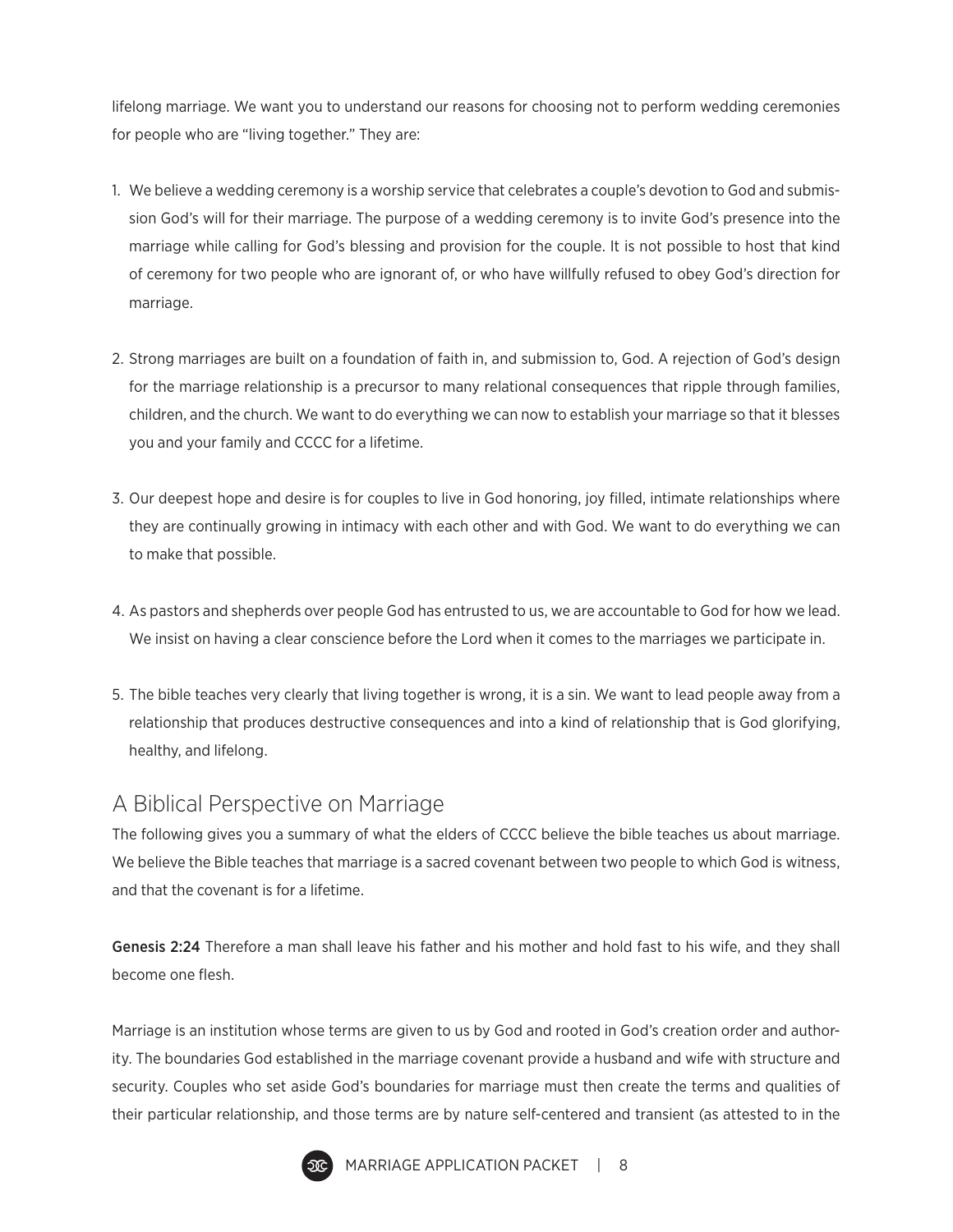lifelong marriage. We want you to understand our reasons for choosing not to perform wedding ceremonies for people who are "living together." They are:

1. We believe a wedding ceremony is a worship service that celebrates a couple's devotion to God and submission God's will for their marriage. The purpose of a wedding ceremony is to invite God's presence into the marriage while calling for God's blessing and provision for the couple. It is not possible to host that kind of ceremony for two people who are ignorant of, or who have willfully refused to obey God's direction for marriage.

2. Strong marriages are built on a foundation of faith in, and submission to, God. A rejection of God's design for the marriage relationship is a precursor to many relational consequences that ripple through families, children, and the church. We want to do everything we can now to establish your marriage so that it blesses you and your family and CCCC for a lifetime.

3. Our deepest hope and desire is for couples to live in God honoring, joy filled, intimate relationships where they are continually growing in intimacy with each other and with God. We want to do everything we can to make that possible.

4. As pastors and shepherds over people God has entrusted to us, we are accountable to God for how we lead. We insist on having a clear conscience before the Lord when it comes to the marriages we participate in.

5. The bible teaches very clearly that living together is wrong, it is a sin. We want to lead people away from a relationship that produces destructive consequences and into a kind of relationship that is God glorifying, healthy, and lifelong.

## A Biblical Perspective on Marriage

The following gives you a summary of what the elders of CCCC believe the bible teaches us about marriage. We believe the Bible teaches that marriage is a sacred covenant between two people to which God is witness, and that the covenant is for a lifetime.

**Genesis 2:24** Therefore a man shall leave his father and his mother and hold fast to his wife, and they shall become one flesh.

Marriage is an institution whose terms are given to us by God and rooted in God's creation order and authority. The boundaries God established in the marriage covenant provide a husband and wife with structure and security. Couples who set aside God's boundaries for marriage must then create the terms and qualities of their particular relationship, and those terms are by nature self-centered and transient (as attested to in the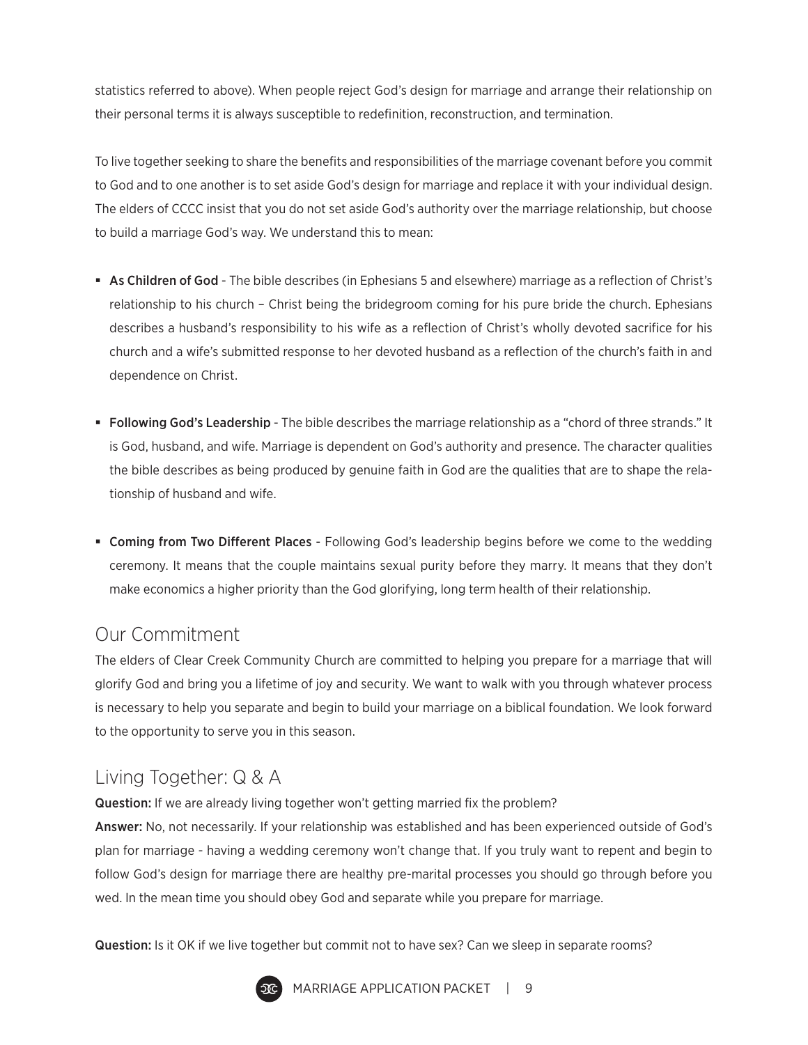statistics referred to above). When people reject God's design for marriage and arrange their relationship on their personal terms it is always susceptible to redefinition, reconstruction, and termination.

To live together seeking to share the benefits and responsibilities of the marriage covenant before you commit to God and to one another is to set aside God's design for marriage and replace it with your individual design. The elders of CCCC insist that you do not set aside God's authority over the marriage relationship, but choose to build a marriage God's way. We understand this to mean:

- **As Children of God** - The bible describes (in Ephesians 5 and elsewhere) marriage as a reflection of Christ's relationship to his church – Christ being the bridegroom coming for his pure bride the church. Ephesians describes a husband's responsibility to his wife as a reflection of Christ's wholly devoted sacrifice for his church and a wife's submitted response to her devoted husband as a reflection of the church's faith in and dependence on Christ.

- **Following God's Leadership** - The bible describes the marriage relationship as a "chord of three strands." It is God, husband, and wife. Marriage is dependent on God's authority and presence. The character qualities the bible describes as being produced by genuine faith in God are the qualities that are to shape the relationship of husband and wife.

- **Coming from Two Different Places** - Following God's leadership begins before we come to the wedding ceremony. It means that the couple maintains sexual purity before they marry. It means that they don't make economics a higher priority than the God glorifying, long term health of their relationship.

## Our Commitment

The elders of Clear Creek Community Church are committed to helping you prepare for a marriage that will glorify God and bring you a lifetime of joy and security. We want to walk with you through whatever process is necessary to help you separate and begin to build your marriage on a biblical foundation. We look forward to the opportunity to serve you in this season.

## Living Together: Q & A

**Question:** If we are already living together won't getting married fix the problem?

**Answer:** No, not necessarily. If your relationship was established and has been experienced outside of God's plan for marriage - having a wedding ceremony won't change that. If you truly want to repent and begin to follow God's design for marriage there are healthy pre-marital processes you should go through before you wed. In the mean time you should obey God and separate while you prepare for marriage.

**Question:** Is it OK if we live together but commit not to have sex? Can we sleep in separate rooms?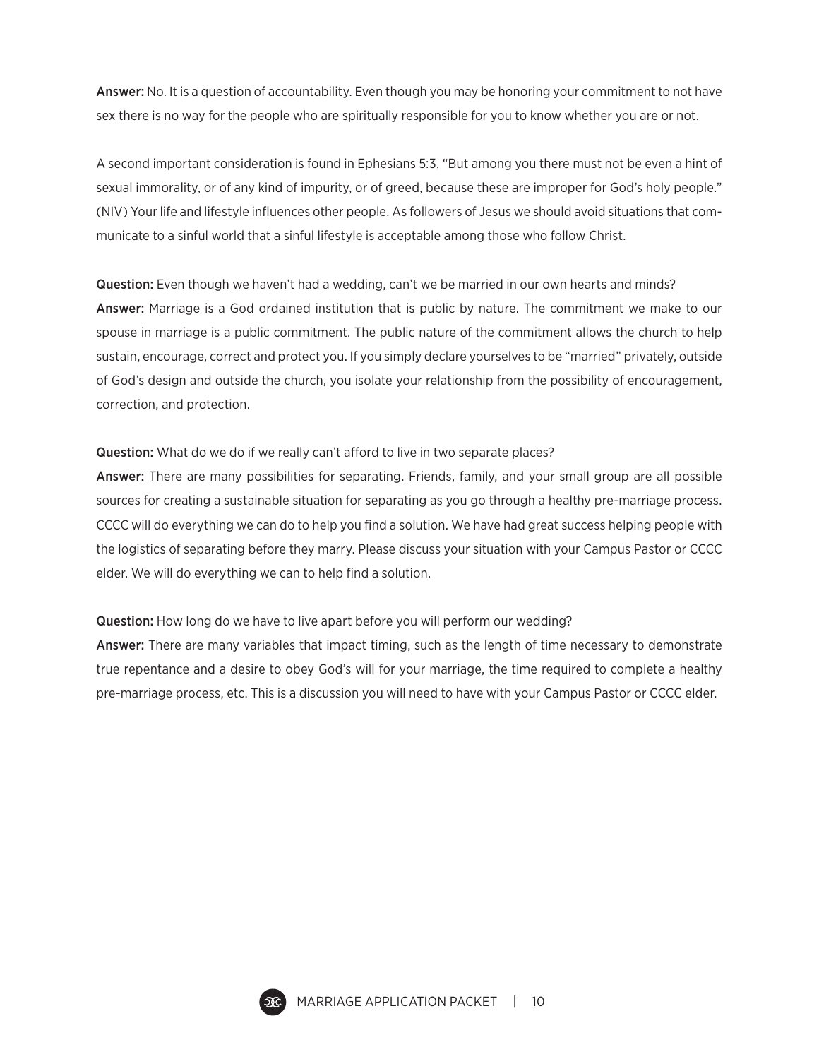**Answer:** No. It is a question of accountability. Even though you may be honoring your commitment to not have sex there is no way for the people who are spiritually responsible for you to know whether you are or not.

A second important consideration is found in Ephesians 5:3, "But among you there must not be even a hint of sexual immorality, or of any kind of impurity, or of greed, because these are improper for God's holy people." (NIV) Your life and lifestyle influences other people. As followers of Jesus we should avoid situations that communicate to a sinful world that a sinful lifestyle is acceptable among those who follow Christ.

**Question:** Even though we haven't had a wedding, can't we be married in our own hearts and minds?
**Answer:** Marriage is a God ordained institution that is public by nature. The commitment we make to our spouse in marriage is a public commitment. The public nature of the commitment allows the church to help sustain, encourage, correct and protect you. If you simply declare yourselves to be "married" privately, outside of God's design and outside the church, you isolate your relationship from the possibility of encouragement, correction, and protection.

**Question:** What do we do if we really can't afford to live in two separate places?
**Answer:** There are many possibilities for separating. Friends, family, and your small group are all possible sources for creating a sustainable situation for separating as you go through a healthy pre-marriage process. CCCC will do everything we can do to help you find a solution. We have had great success helping people with the logistics of separating before they marry. Please discuss your situation with your Campus Pastor or CCCC elder. We will do everything we can to help find a solution.

**Question:** How long do we have to live apart before you will perform our wedding?
**Answer:** There are many variables that impact timing, such as the length of time necessary to demonstrate true repentance and a desire to obey God's will for your marriage, the time required to complete a healthy pre-marriage process, etc. This is a discussion you will need to have with your Campus Pastor or CCCC elder.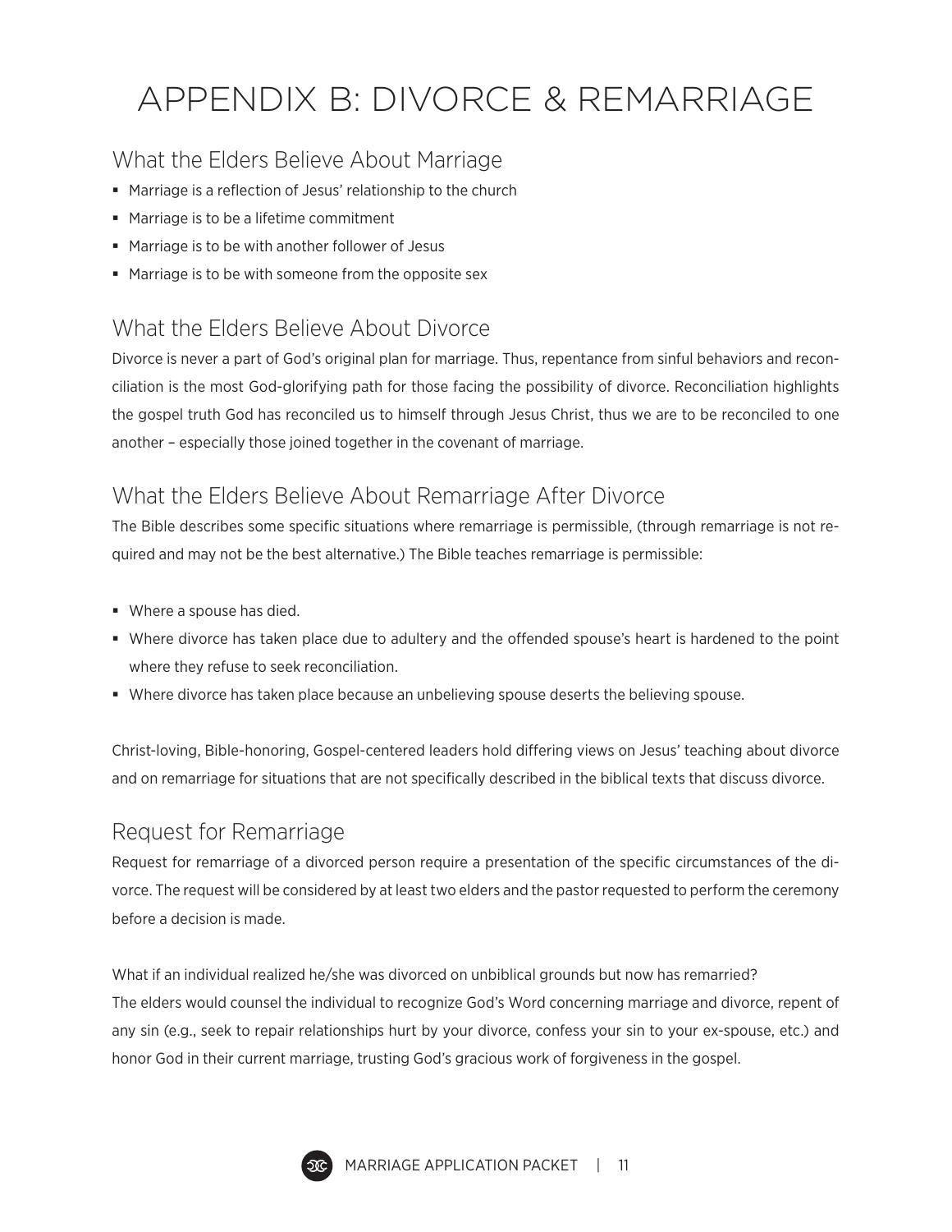# APPENDIX B: DIVORCE & REMARRIAGE

## What the Elders Believe About Marriage

- Marriage is a reflection of Jesus' relationship to the church
- Marriage is to be a lifetime commitment
- Marriage is to be with another follower of Jesus
- Marriage is to be with someone from the opposite sex

## What the Elders Believe About Divorce

Divorce is never a part of God's original plan for marriage. Thus, repentance from sinful behaviors and reconciliation is the most God-glorifying path for those facing the possibility of divorce. Reconciliation highlights the gospel truth God has reconciled us to himself through Jesus Christ, thus we are to be reconciled to one another – especially those joined together in the covenant of marriage.

## What the Elders Believe About Remarriage After Divorce

The Bible describes some specific situations where remarriage is permissible, (through remarriage is not required and may not be the best alternative.) The Bible teaches remarriage is permissible:

- Where a spouse has died.
- Where divorce has taken place due to adultery and the offended spouse's heart is hardened to the point where they refuse to seek reconciliation.
- Where divorce has taken place because an unbelieving spouse deserts the believing spouse.

Christ-loving, Bible-honoring, Gospel-centered leaders hold differing views on Jesus' teaching about divorce and on remarriage for situations that are not specifically described in the biblical texts that discuss divorce.

## Request for Remarriage

Request for remarriage of a divorced person require a presentation of the specific circumstances of the divorce. The request will be considered by at least two elders and the pastor requested to perform the ceremony before a decision is made.

What if an individual realized he/she was divorced on unbiblical grounds but now has remarried?
The elders would counsel the individual to recognize God's Word concerning marriage and divorce, repent of any sin (e.g., seek to repair relationships hurt by your divorce, confess your sin to your ex-spouse, etc.) and honor God in their current marriage, trusting God's gracious work of forgiveness in the gospel.